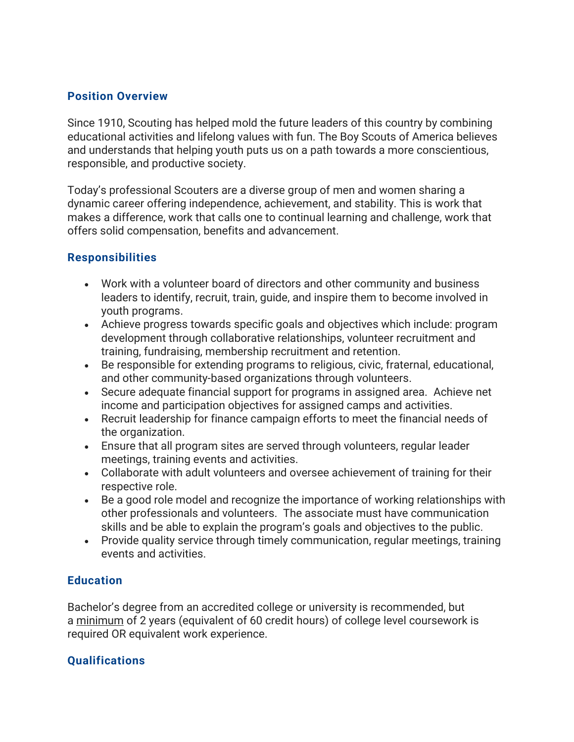## Position Overview

Since 1910, Scouting has helped mold the future leaders of this country by combining educational activities and lifelong values with fun. The Boy Scouts of America believes and understands that helping youth puts us on a path towards a more conscientious, responsible, and productive society.

Today's professional Scouters are a diverse group of men and women sharing a dynamic career offering independence, achievement, and stability. This is work that makes a difference, work that calls one to continual learning and challenge, work that offers solid compensation, benefits and advancement.

## Responsibilities

- Work with a volunteer board of directors and other community and business leaders to identify, recruit, train, guide, and inspire them to become involved in youth programs.
- Achieve progress towards specific goals and objectives which include: program development through collaborative relationships, volunteer recruitment and training, fundraising, membership recruitment and retention.
- Be responsible for extending programs to religious, civic, fraternal, educational, and other community-based organizations through volunteers.
- Secure adequate financial support for programs in assigned area. Achieve net income and participation objectives for assigned camps and activities.
- Recruit leadership for finance campaign efforts to meet the financial needs of the organization.
- Ensure that all program sites are served through volunteers, regular leader meetings, training events and activities.
- Collaborate with adult volunteers and oversee achievement of training for their respective role.
- Be a good role model and recognize the importance of working relationships with other professionals and volunteers. The associate must have communication skills and be able to explain the program's goals and objectives to the public.
- Provide quality service through timely communication, regular meetings, training events and activities.

## Education

Bachelor's degree from an accredited college or university is recommended, but a minimum of 2 years (equivalent of 60 credit hours) of college level coursework is required OR equivalent work experience.

## Qualifications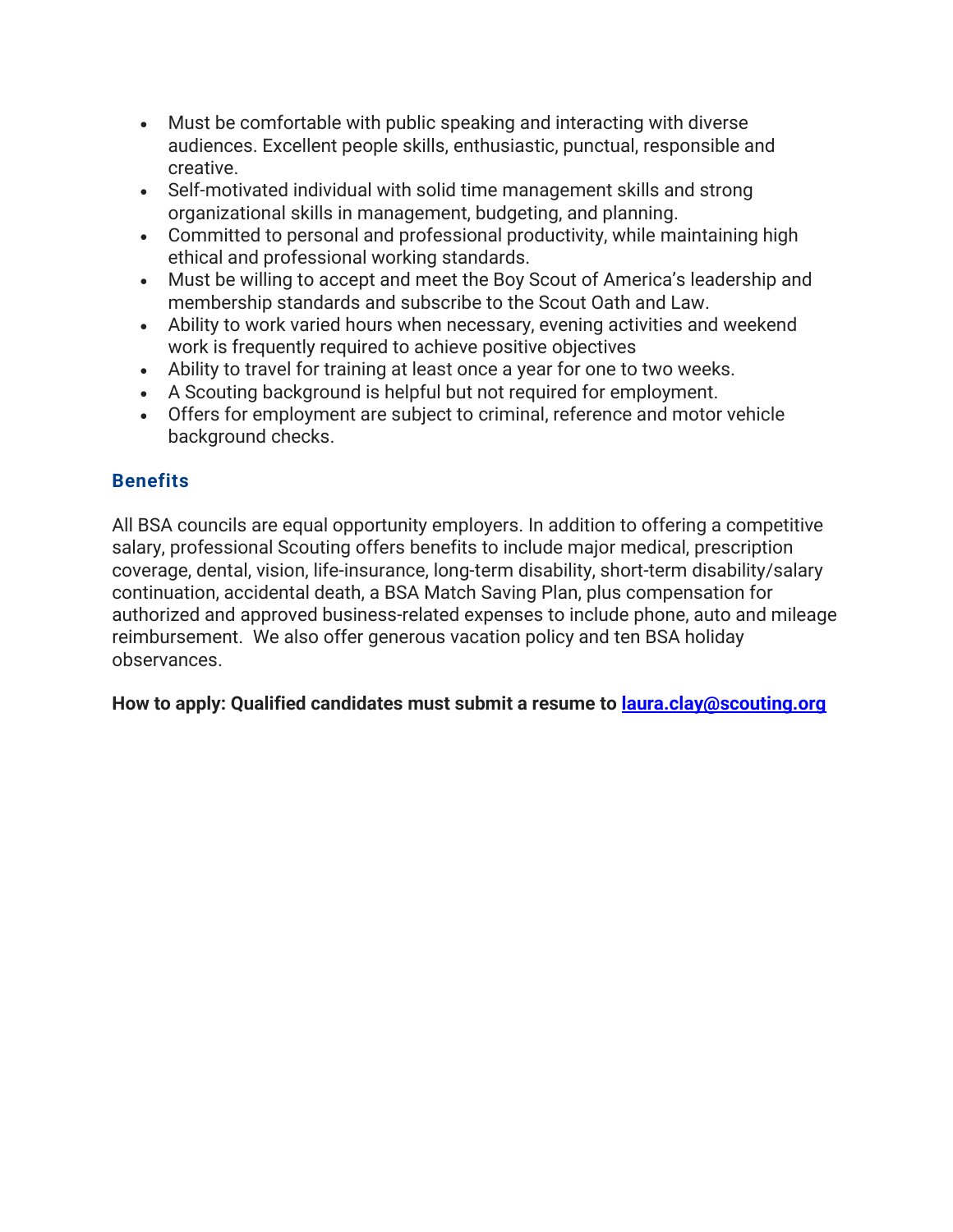- Must be comfortable with public speaking and interacting with diverse audiences. Excellent people skills, enthusiastic, punctual, responsible and creative.
- Self-motivated individual with solid time management skills and strong organizational skills in management, budgeting, and planning.
- Committed to personal and professional productivity, while maintaining high ethical and professional working standards.
- Must be willing to accept and meet the Boy Scout of America's leadership and membership standards and subscribe to the Scout Oath and Law.
- Ability to work varied hours when necessary, evening activities and weekend work is frequently required to achieve positive objectives
- Ability to travel for training at least once a year for one to two weeks.
- A Scouting background is helpful but not required for employment.
- Offers for employment are subject to criminal, reference and motor vehicle background checks.

## Benefits

All BSA councils are equal opportunity employers. In addition to offering a competitive salary, professional Scouting offers benefits to include major medical, prescription coverage, dental, vision, life-insurance, long-term disability, short-term disability/salary continuation, accidental death, a BSA Match Saving Plan, plus compensation for authorized and approved business-related expenses to include phone, auto and mileage reimbursement. We also offer generous vacation policy and ten BSA holiday observances.

**How to apply: Qualified candidates must submit a resume to [laura.clay@scouting.org](mailto:laura.clay@scouting.org)**